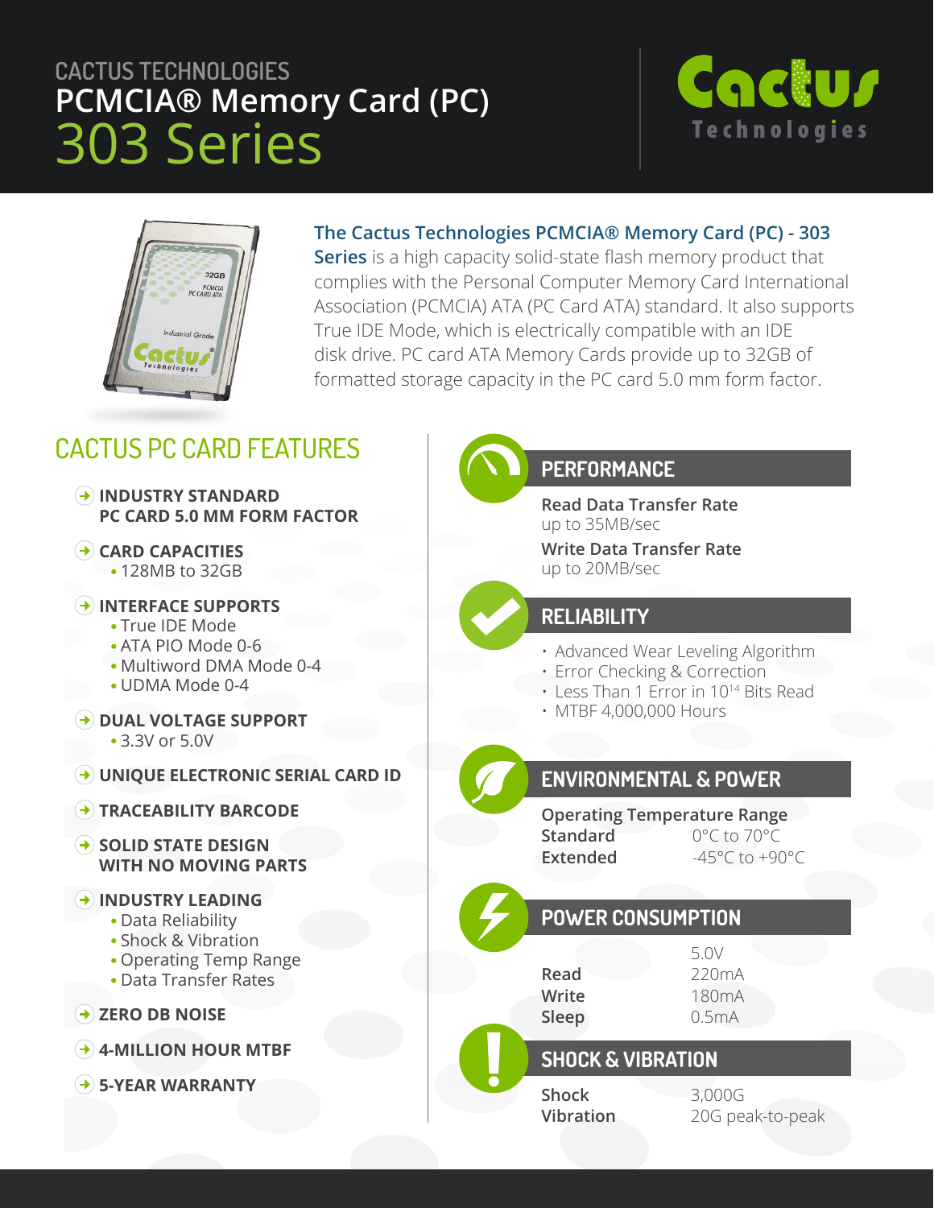CACTUS TECHNOLOGIES

# PCMCIA® Memory Card (PC)

# 303 Series

**The Cactus Technologies PCMCIA® Memory Card (PC) - 303 Series** is a high capacity solid-state flash memory product that complies with the Personal Computer Memory Card International Association (PCMCIA) ATA (PC Card ATA) standard. It also supports True IDE Mode, which is electrically compatible with an IDE disk drive. PC card ATA Memory Cards provide up to 32GB of formatted storage capacity in the PC card 5.0 mm form factor.

## CACTUS PC CARD FEATURES

- **INDUSTRY STANDARD PC CARD 5.0 MM FORM FACTOR**
- **CARD CAPACITIES**
  - 128MB to 32GB
- **INTERFACE SUPPORTS**
  - True IDE Mode
  - ATA PIO Mode 0-6
  - Multiword DMA Mode 0-4
  - UDMA Mode 0-4
- **DUAL VOLTAGE SUPPORT**
  - 3.3V or 5.0V
- **UNIQUE ELECTRONIC SERIAL CARD ID**
- **TRACEABILITY BARCODE**
- **SOLID STATE DESIGN WITH NO MOVING PARTS**
- **INDUSTRY LEADING**
  - Data Reliability
  - Shock & Vibration
  - Operating Temp Range
  - Data Transfer Rates
- **ZERO DB NOISE**
- **4-MILLION HOUR MTBF**
- **5-YEAR WARRANTY**

## PERFORMANCE

**Read Data Transfer Rate**
up to 35MB/sec

**Write Data Transfer Rate**
up to 20MB/sec

## RELIABILITY

- Advanced Wear Leveling Algorithm
- Error Checking & Correction
- Less Than 1 Error in $10^{14}$ Bits Read
- MTBF 4,000,000 Hours

## ENVIRONMENTAL & POWER

**Operating Temperature Range**

| | |
|---|---|
| **Standard** | 0°C to 70°C |
| **Extended** | -45°C to +90°C |

## POWER CONSUMPTION

| | 5.0V |
|---|---|
| **Read** | 220mA |
| **Write** | 180mA |
| **Sleep** | 0.5mA |

## SHOCK & VIBRATION

| | |
|---|---|
| **Shock** | 3,000G |
| **Vibration** | 20G peak-to-peak |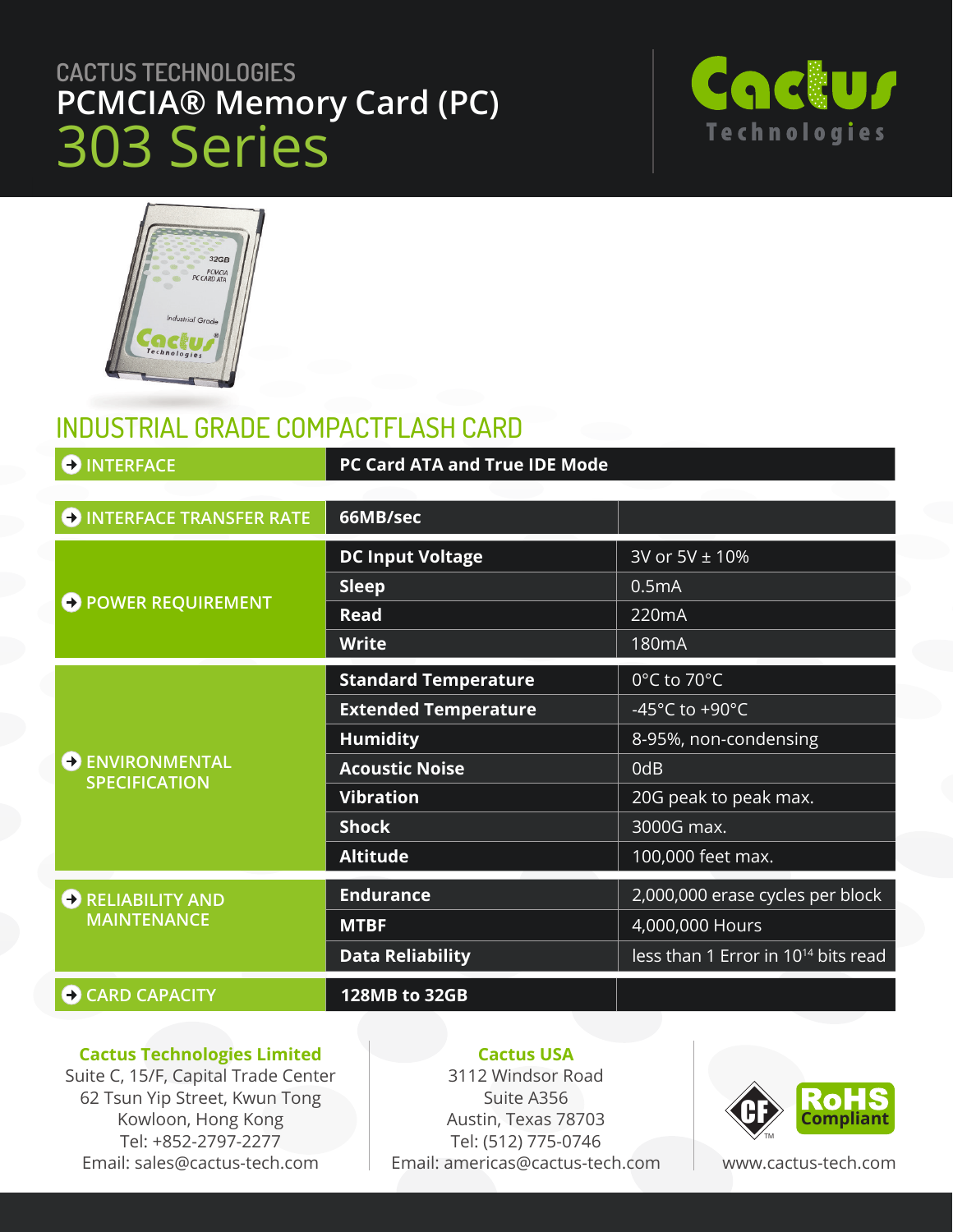CACTUS TECHNOLOGIES

# PCMCIA® Memory Card (PC)

# 303 Series

## INDUSTRIAL GRADE COMPACTFLASH CARD

| | | |
|---|---|---|
| INTERFACE | PC Card ATA and True IDE Mode | |
| INTERFACE TRANSFER RATE | 66MB/sec | |
| POWER REQUIREMENT | DC Input Voltage | 3V or 5V ± 10% |
| | Sleep | 0.5mA |
| | Read | 220mA |
| | Write | 180mA |
| ENVIRONMENTAL SPECIFICATION | Standard Temperature | 0°C to 70°C |
| | Extended Temperature | -45°C to +90°C |
| | Humidity | 8-95%, non-condensing |
| | Acoustic Noise | 0dB |
| | Vibration | 20G peak to peak max. |
| | Shock | 3000G max. |
| | Altitude | 100,000 feet max. |
| RELIABILITY AND MAINTENANCE | Endurance | 2,000,000 erase cycles per block |
| | MTBF | 4,000,000 Hours |
| | Data Reliability | less than 1 Error in $10^{14}$ bits read |
| CARD CAPACITY | 128MB to 32GB | |

**Cactus Technologies Limited**
Suite C, 15/F, Capital Trade Center
62 Tsun Yip Street, Kwun Tong
Kowloon, Hong Kong
Tel: +852-2797-2277
Email: sales@cactus-tech.com

**Cactus USA**
3112 Windsor Road
Suite A356
Austin, Texas 78703
Tel: (512) 775-0746
Email: americas@cactus-tech.com

RoHS Compliant

www.cactus-tech.com